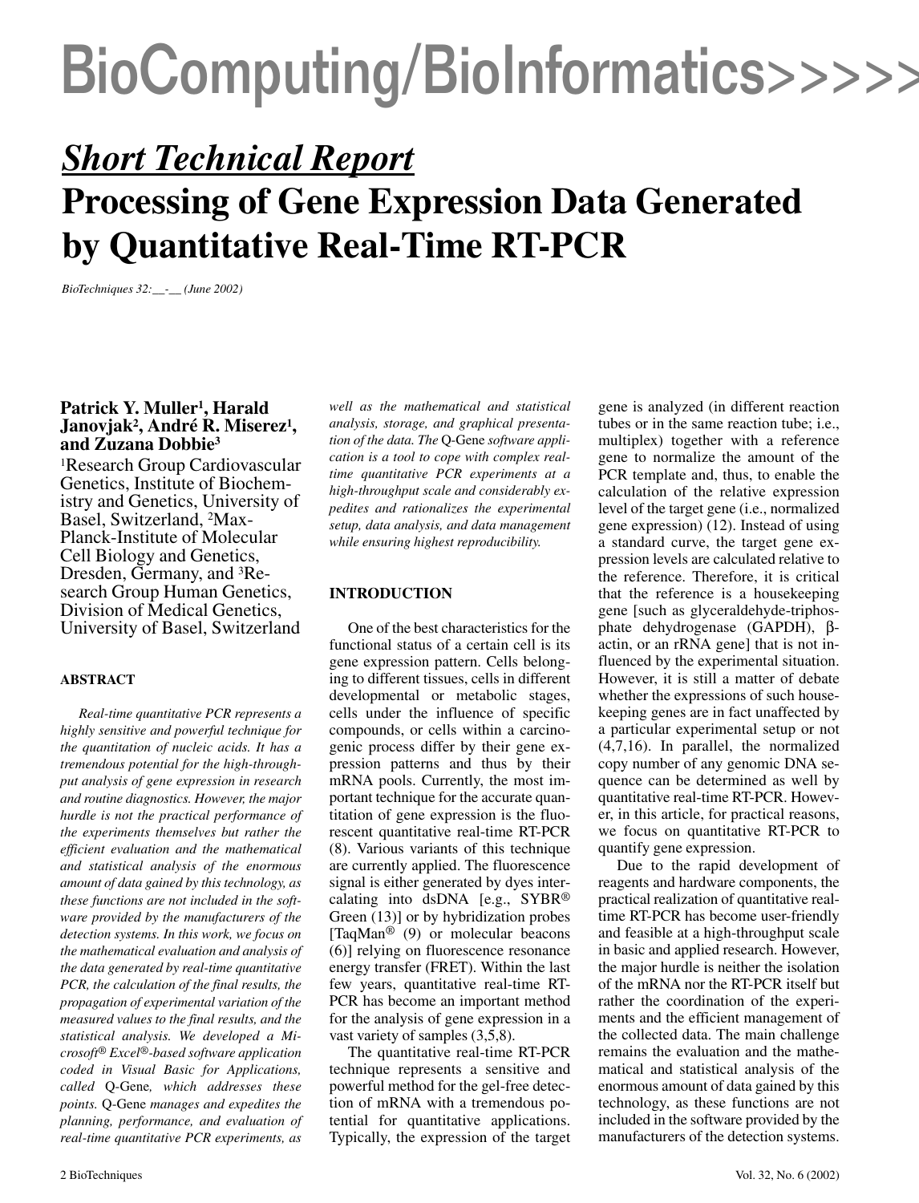# BioComputing/BioInformatics>>>>

## *Short Technical Report*

# Processing of Gene Expression Data Generated by Quantitative Real-Time RT-PCR

*BioTechniques 32:__-__ (June 2002)*

**Patrick Y. Muller[1], Harald Janovjak[2], André R. Miserez[1], and Zuzana Dobbie[3]**

[1]Research Group Cardiovascular Genetics, Institute of Biochemistry and Genetics, University of Basel, Switzerland, [2]Max-Planck-Institute of Molecular Cell Biology and Genetics, Dresden, Germany, and [3]Research Group Human Genetics, Division of Medical Genetics, University of Basel, Switzerland

### ABSTRACT

*Real-time quantitative PCR represents a highly sensitive and powerful technique for the quantitation of nucleic acids. It has a tremendous potential for the high-throughput analysis of gene expression in research and routine diagnostics. However, the major hurdle is not the practical performance of the experiments themselves but rather the efficient evaluation and the mathematical and statistical analysis of the enormous amount of data gained by this technology, as these functions are not included in the software provided by the manufacturers of the detection systems. In this work, we focus on the mathematical evaluation and analysis of the data generated by real-time quantitative PCR, the calculation of the final results, the propagation of experimental variation of the measured values to the final results, and the statistical analysis. We developed a Microsoft® Excel®-based software application coded in Visual Basic for Applications, called* Q-Gene*, which addresses these points.* Q-Gene *manages and expedites the planning, performance, and evaluation of real-time quantitative PCR experiments, as well as the mathematical and statistical analysis, storage, and graphical presentation of the data. The* Q-Gene *software application is a tool to cope with complex real-time quantitative PCR experiments at a high-throughput scale and considerably expedites and rationalizes the experimental setup, data analysis, and data management while ensuring highest reproducibility.*

### INTRODUCTION

One of the best characteristics for the functional status of a certain cell is its gene expression pattern. Cells belonging to different tissues, cells in different developmental or metabolic stages, cells under the influence of specific compounds, or cells within a carcinogenic process differ by their gene expression patterns and thus by their mRNA pools. Currently, the most important technique for the accurate quantitation of gene expression is the fluorescent quantitative real-time RT-PCR (8). Various variants of this technique are currently applied. The fluorescence signal is either generated by dyes intercalating into dsDNA [e.g., SYBR® Green (13)] or by hybridization probes [TaqMan® (9) or molecular beacons (6)] relying on fluorescence resonance energy transfer (FRET). Within the last few years, quantitative real-time RT-PCR has become an important method for the analysis of gene expression in a vast variety of samples (3,5,8).

The quantitative real-time RT-PCR technique represents a sensitive and powerful method for the gel-free detection of mRNA with a tremendous potential for quantitative applications. Typically, the expression of the target gene is analyzed (in different reaction tubes or in the same reaction tube; i.e., multiplex) together with a reference gene to normalize the amount of the PCR template and, thus, to enable the calculation of the relative expression level of the target gene (i.e., normalized gene expression) (12). Instead of using a standard curve, the target gene expression levels are calculated relative to the reference. Therefore, it is critical that the reference is a housekeeping gene [such as glyceraldehyde-triphosphate dehydrogenase (GAPDH), β-actin, or an rRNA gene] that is not influenced by the experimental situation. However, it is still a matter of debate whether the expressions of such housekeeping genes are in fact unaffected by a particular experimental setup or not (4,7,16). In parallel, the normalized copy number of any genomic DNA sequence can be determined as well by quantitative real-time RT-PCR. However, in this article, for practical reasons, we focus on quantitative RT-PCR to quantify gene expression.

Due to the rapid development of reagents and hardware components, the practical realization of quantitative real-time RT-PCR has become user-friendly and feasible at a high-throughput scale in basic and applied research. However, the major hurdle is neither the isolation of the mRNA nor the RT-PCR itself but rather the coordination of the experiments and the efficient management of the collected data. The main challenge remains the evaluation and the mathematical and statistical analysis of the enormous amount of data gained by this technology, as these functions are not included in the software provided by the manufacturers of the detection systems.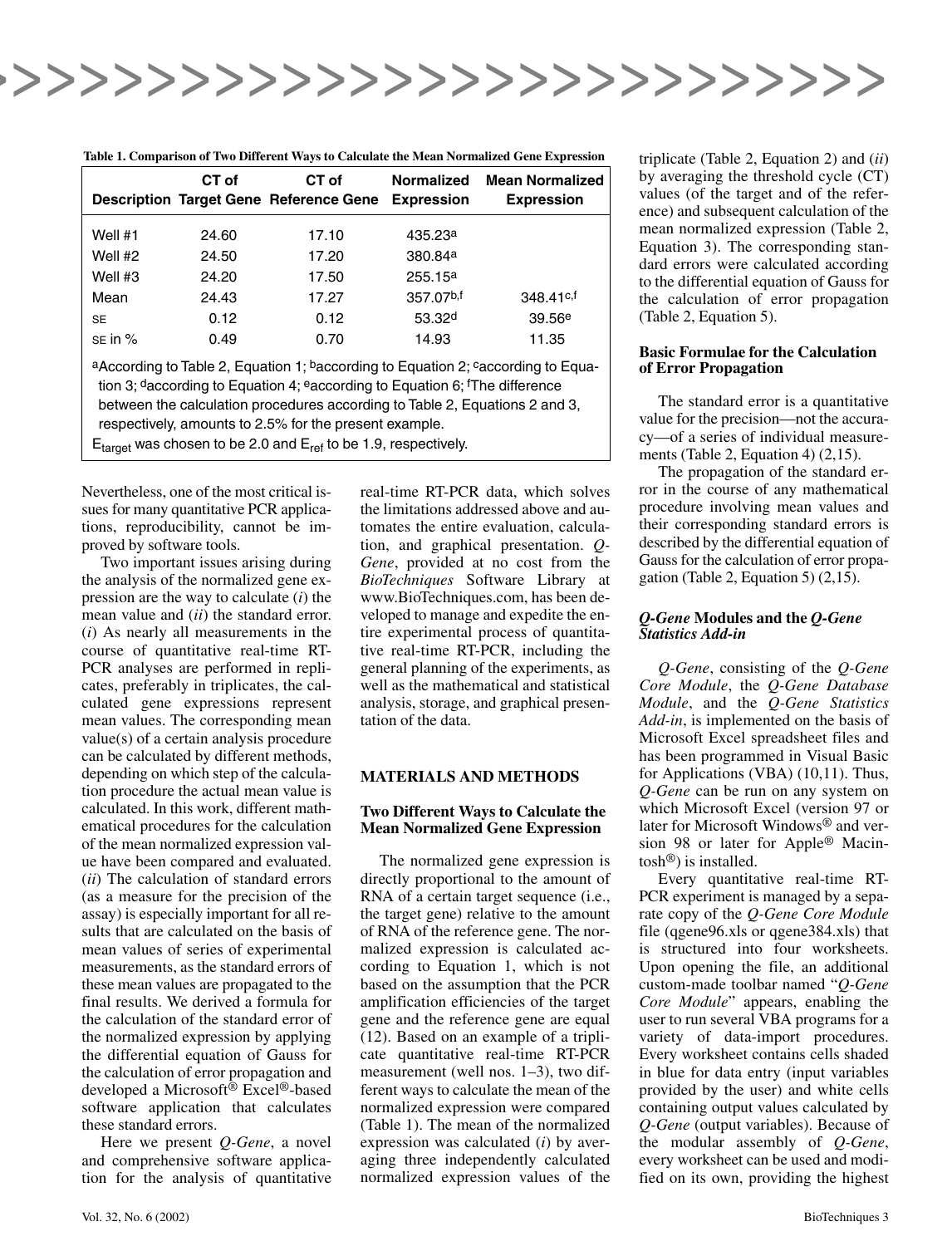**Table 1. Comparison of Two Different Ways to Calculate the Mean Normalized Gene Expression**

| Description | CT of Target Gene | CT of Reference Gene | Normalized Expression | Mean Normalized Expression |
|---|---|---|---|---|
| Well #1 | 24.60 | 17.10 | 435.23[a] | |
| Well #2 | 24.50 | 17.20 | 380.84[a] | |
| Well #3 | 24.20 | 17.50 | 255.15[a] | |
| Mean | 24.43 | 17.27 | 357.07[b,f] | 348.41[c,f] |
| SE | 0.12 | 0.12 | 53.32[d] | 39.56[e] |
| SE in % | 0.49 | 0.70 | 14.93 | 11.35 |

[a]According to Table 2, Equation 1; [b]according to Equation 2; [c]according to Equation 3; [d]according to Equation 4; [e]according to Equation 6; [f]The difference between the calculation procedures according to Table 2, Equations 2 and 3, respectively, amounts to 2.5% for the present example.
$E_{target}$ was chosen to be 2.0 and $E_{ref}$ to be 1.9, respectively.

Nevertheless, one of the most critical issues for many quantitative PCR applications, reproducibility, cannot be improved by software tools.

Two important issues arising during the analysis of the normalized gene expression are the way to calculate (*i*) the mean value and (*ii*) the standard error. (*i*) As nearly all measurements in the course of quantitative real-time RT-PCR analyses are performed in replicates, preferably in triplicates, the calculated gene expressions represent mean values. The corresponding mean value(s) of a certain analysis procedure can be calculated by different methods, depending on which step of the calculation procedure the actual mean value is calculated. In this work, different mathematical procedures for the calculation of the mean normalized expression value have been compared and evaluated. (*ii*) The calculation of standard errors (as a measure for the precision of the assay) is especially important for all results that are calculated on the basis of mean values of series of experimental measurements, as the standard errors of these mean values are propagated to the final results. We derived a formula for the calculation of the standard error of the normalized expression by applying the differential equation of Gauss for the calculation of error propagation and developed a Microsoft® Excel®-based software application that calculates these standard errors.

Here we present *Q-Gene*, a novel and comprehensive software application for the analysis of quantitative real-time RT-PCR data, which solves the limitations addressed above and automates the entire evaluation, calculation, and graphical presentation. *Q-Gene*, provided at no cost from the *BioTechniques* Software Library at www.BioTechniques.com, has been developed to manage and expedite the entire experimental process of quantitative real-time RT-PCR, including the general planning of the experiments, as well as the mathematical and statistical analysis, storage, and graphical presentation of the data.

## MATERIALS AND METHODS

### Two Different Ways to Calculate the Mean Normalized Gene Expression

The normalized gene expression is directly proportional to the amount of RNA of a certain target sequence (i.e., the target gene) relative to the amount of RNA of the reference gene. The normalized expression is calculated according to Equation 1, which is not based on the assumption that the PCR amplification efficiencies of the target gene and the reference gene are equal (12). Based on an example of a triplicate quantitative real-time RT-PCR measurement (well nos. 1–3), two different ways to calculate the mean of the normalized expression were compared (Table 1). The mean of the normalized expression was calculated (*i*) by averaging three independently calculated normalized expression values of the triplicate (Table 2, Equation 2) and (*ii*) by averaging the threshold cycle (CT) values (of the target and of the reference) and subsequent calculation of the mean normalized expression (Table 2, Equation 3). The corresponding standard errors were calculated according to the differential equation of Gauss for the calculation of error propagation (Table 2, Equation 5).

### Basic Formulae for the Calculation of Error Propagation

The standard error is a quantitative value for the precision—not the accuracy—of a series of individual measurements (Table 2, Equation 4) (2,15).

The propagation of the standard error in the course of any mathematical procedure involving mean values and their corresponding standard errors is described by the differential equation of Gauss for the calculation of error propagation (Table 2, Equation 5) (2,15).

### *Q-Gene* Modules and the *Q-Gene Statistics Add-in*

*Q-Gene*, consisting of the *Q-Gene Core Module*, the *Q-Gene Database Module*, and the *Q-Gene Statistics Add-in*, is implemented on the basis of Microsoft Excel spreadsheet files and has been programmed in Visual Basic for Applications (VBA) (10,11). Thus, *Q-Gene* can be run on any system on which Microsoft Excel (version 97 or later for Microsoft Windows® and version 98 or later for Apple® Macintosh®) is installed.

Every quantitative real-time RT-PCR experiment is managed by a separate copy of the *Q-Gene Core Module* file (qgene96.xls or qgene384.xls) that is structured into four worksheets. Upon opening the file, an additional custom-made toolbar named "*Q-Gene Core Module*" appears, enabling the user to run several VBA programs for a variety of data-import procedures. Every worksheet contains cells shaded in blue for data entry (input variables provided by the user) and white cells containing output values calculated by *Q-Gene* (output variables). Because of the modular assembly of *Q-Gene*, every worksheet can be used and modified on its own, providing the highest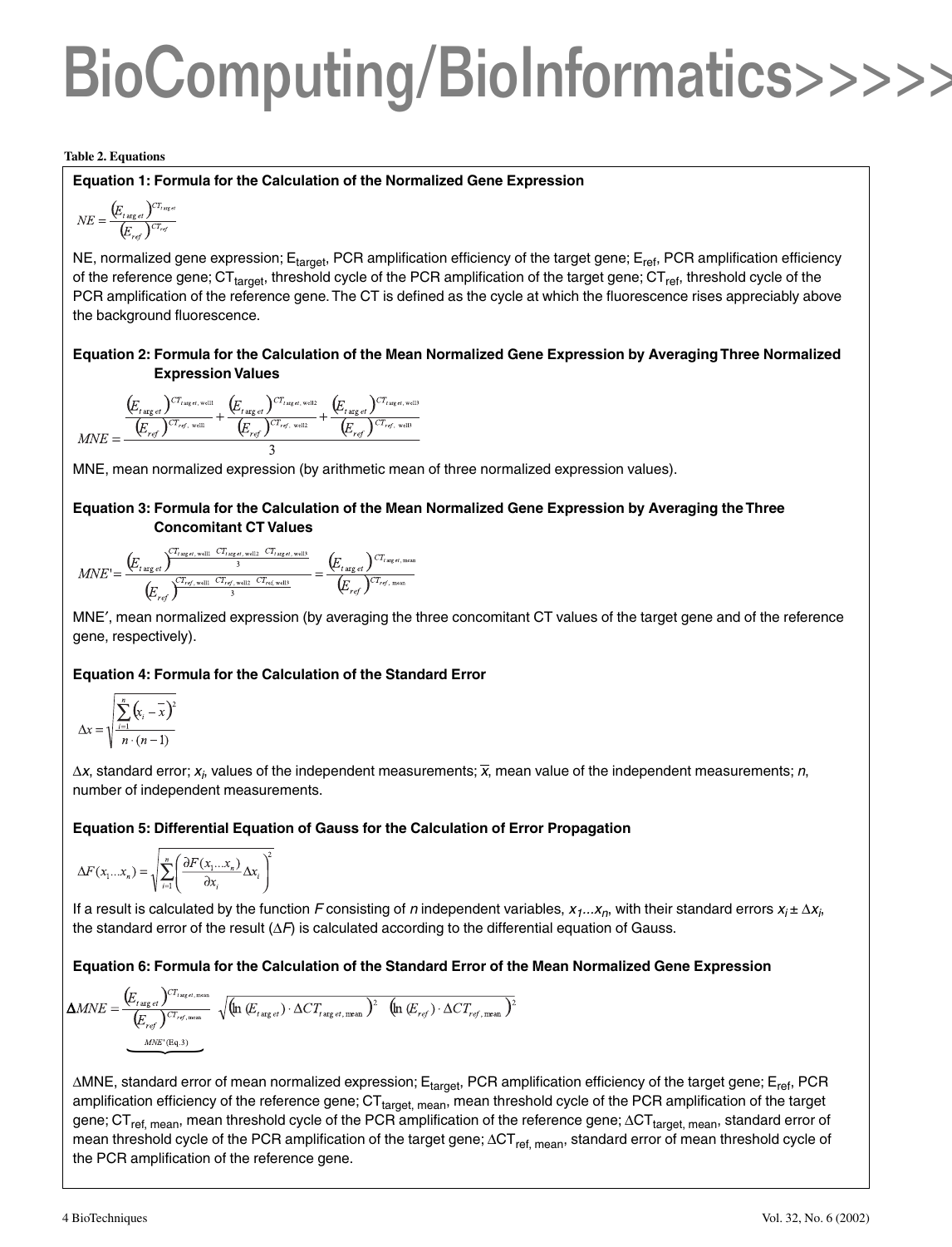**Table 2. Equations**

**Equation 1: Formula for the Calculation of the Normalized Gene Expression**

$$NE = \frac{(E_{target})^{CT_{target}}}{(E_{ref})^{CT_{ref}}}$$

NE, normalized gene expression; $E_{target}$, PCR amplification efficiency of the target gene; $E_{ref}$, PCR amplification efficiency of the reference gene; $CT_{target}$, threshold cycle of the PCR amplification of the target gene; $CT_{ref}$, threshold cycle of the PCR amplification of the reference gene. The CT is defined as the cycle at which the fluorescence rises appreciably above the background fluorescence.

**Equation 2: Formula for the Calculation of the Mean Normalized Gene Expression by Averaging Three Normalized Expression Values**

$$MNE = \frac{\frac{(E_{target})^{CT_{target,\,well1}}}{(E_{ref})^{CT_{ref,\,well1}}} + \frac{(E_{target})^{CT_{target,\,well2}}}{(E_{ref})^{CT_{ref,\,well2}}} + \frac{(E_{target})^{CT_{target,\,well3}}}{(E_{ref})^{CT_{ref,\,well3}}}}{3}$$

MNE, mean normalized expression (by arithmetic mean of three normalized expression values).

**Equation 3: Formula for the Calculation of the Mean Normalized Gene Expression by Averaging the Three Concomitant CT Values**

$$MNE' = \frac{(E_{target})^{\frac{CT_{target,\,well1} + CT_{target,\,well2} + CT_{target,\,well3}}{3}}}{(E_{ref})^{\frac{CT_{ref,\,well1} + CT_{ref,\,well2} + CT_{ref,\,well3}}{3}}} = \frac{(E_{target})^{CT_{target,\,mean}}}{(E_{ref})^{CT_{ref,\,mean}}}$$

MNE′, mean normalized expression (by averaging the three concomitant CT values of the target gene and of the reference gene, respectively).

**Equation 4: Formula for the Calculation of the Standard Error**

$$\Delta x = \sqrt{\frac{\sum_{i=1}^{n}(x_i - \overline{x})^2}{n \cdot (n-1)}}$$

$\Delta x$, standard error; $x_i$, values of the independent measurements; $\overline{x}$, mean value of the independent measurements; $n$, number of independent measurements.

**Equation 5: Differential Equation of Gauss for the Calculation of Error Propagation**

$$\Delta F(x_1 \ldots x_n) = \sqrt{\sum_{i=1}^{n}\left(\frac{\partial F(x_1 \ldots x_n)}{\partial x_i}\Delta x_i\right)^2}$$

If a result is calculated by the function $F$ consisting of $n$ independent variables, $x_1 \ldots x_n$, with their standard errors $x_i \pm \Delta x_i$, the standard error of the result ($\Delta F$) is calculated according to the differential equation of Gauss.

**Equation 6: Formula for the Calculation of the Standard Error of the Mean Normalized Gene Expression**

$$\Delta MNE = \underbrace{\frac{(E_{target})^{CT_{target,\,mean}}}{(E_{ref})^{CT_{ref,\,mean}}}}_{MNE'\,(\text{Eq.}\,3)} \sqrt{(\ln(E_{target}) \cdot \Delta CT_{target,\,mean})^2 + (\ln(E_{ref}) \cdot \Delta CT_{ref,\,mean})^2}$$

$\Delta$MNE, standard error of mean normalized expression; $E_{target}$, PCR amplification efficiency of the target gene; $E_{ref}$, PCR amplification efficiency of the reference gene; $CT_{target,\,mean}$, mean threshold cycle of the PCR amplification of the target gene; $CT_{ref,\,mean}$, mean threshold cycle of the PCR amplification of the reference gene; $\Delta CT_{target,\,mean}$, standard error of mean threshold cycle of the PCR amplification of the target gene; $\Delta CT_{ref,\,mean}$, standard error of mean threshold cycle of the PCR amplification of the reference gene.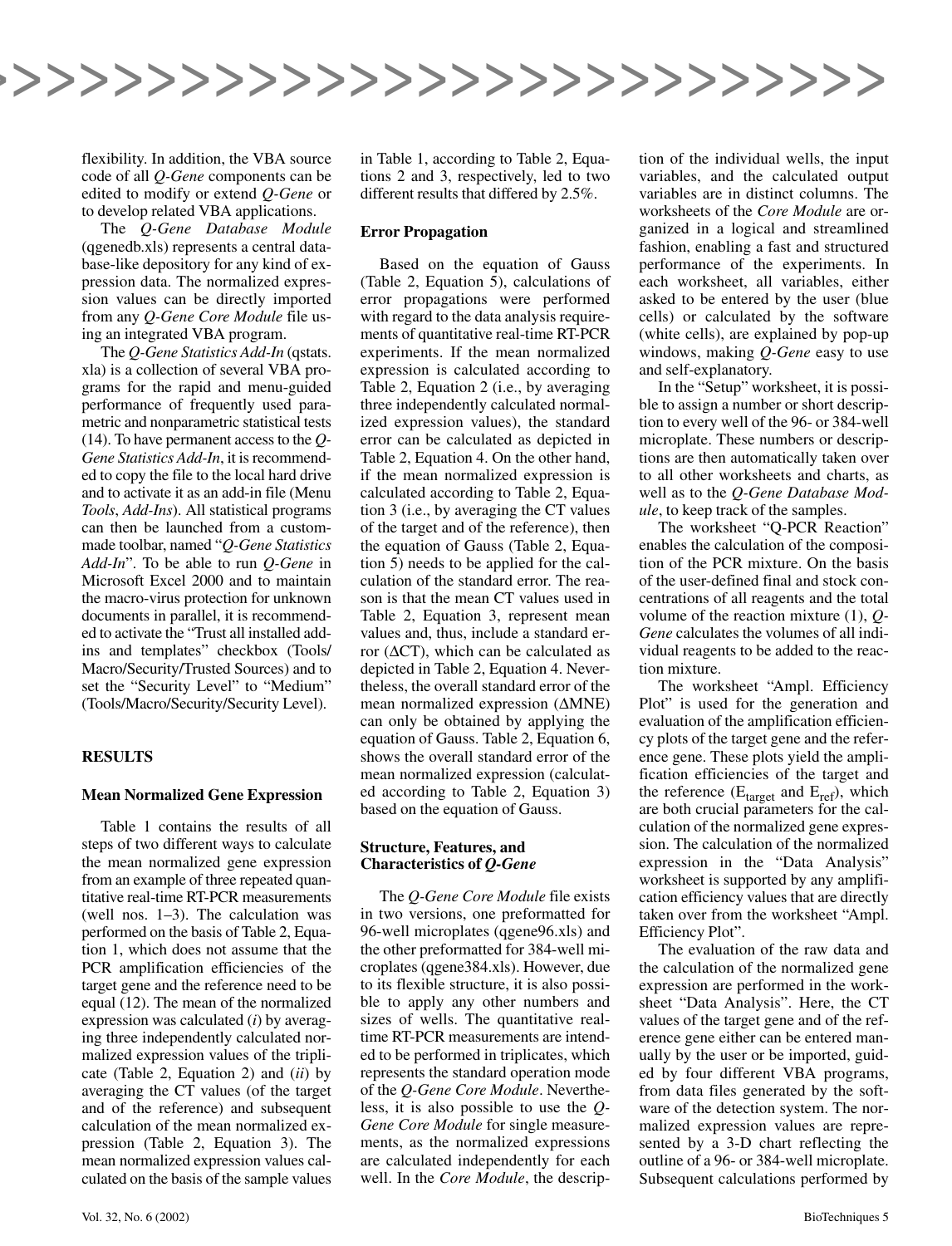flexibility. In addition, the VBA source code of all *Q-Gene* components can be edited to modify or extend *Q-Gene* or to develop related VBA applications.

The *Q-Gene Database Module* (qgenedb.xls) represents a central database-like depository for any kind of expression data. The normalized expression values can be directly imported from any *Q-Gene Core Module* file using an integrated VBA program.

The *Q-Gene Statistics Add-In* (qstats.xla) is a collection of several VBA programs for the rapid and menu-guided performance of frequently used parametric and nonparametric statistical tests (14). To have permanent access to the *Q-Gene Statistics Add-In*, it is recommended to copy the file to the local hard drive and to activate it as an add-in file (Menu *Tools*, *Add-Ins*). All statistical programs can then be launched from a custom-made toolbar, named "*Q-Gene Statistics Add-In*". To be able to run *Q-Gene* in Microsoft Excel 2000 and to maintain the macro-virus protection for unknown documents in parallel, it is recommended to activate the "Trust all installed add-ins and templates" checkbox (Tools/Macro/Security/Trusted Sources) and to set the "Security Level" to "Medium" (Tools/Macro/Security/Security Level).

## RESULTS

### Mean Normalized Gene Expression

Table 1 contains the results of all steps of two different ways to calculate the mean normalized gene expression from an example of three repeated quantitative real-time RT-PCR measurements (well nos. 1–3). The calculation was performed on the basis of Table 2, Equation 1, which does not assume that the PCR amplification efficiencies of the target gene and the reference need to be equal (12). The mean of the normalized expression was calculated (*i*) by averaging three independently calculated normalized expression values of the triplicate (Table 2, Equation 2) and (*ii*) by averaging the CT values (of the target and of the reference) and subsequent calculation of the mean normalized expression (Table 2, Equation 3). The mean normalized expression values calculated on the basis of the sample values in Table 1, according to Table 2, Equations 2 and 3, respectively, led to two different results that differed by 2.5%.

### Error Propagation

Based on the equation of Gauss (Table 2, Equation 5), calculations of error propagations were performed with regard to the data analysis requirements of quantitative real-time RT-PCR experiments. If the mean normalized expression is calculated according to Table 2, Equation 2 (i.e., by averaging three independently calculated normalized expression values), the standard error can be calculated as depicted in Table 2, Equation 4. On the other hand, if the mean normalized expression is calculated according to Table 2, Equation 3 (i.e., by averaging the CT values of the target and of the reference), then the equation of Gauss (Table 2, Equation 5) needs to be applied for the calculation of the standard error. The reason is that the mean CT values used in Table 2, Equation 3, represent mean values and, thus, include a standard error ($\Delta$CT), which can be calculated as depicted in Table 2, Equation 4. Nevertheless, the overall standard error of the mean normalized expression ($\Delta$MNE) can only be obtained by applying the equation of Gauss. Table 2, Equation 6, shows the overall standard error of the mean normalized expression (calculated according to Table 2, Equation 3) based on the equation of Gauss.

### Structure, Features, and Characteristics of *Q-Gene*

The *Q-Gene Core Module* file exists in two versions, one preformatted for 96-well microplates (qgene96.xls) and the other preformatted for 384-well microplates (qgene384.xls). However, due to its flexible structure, it is also possible to apply any other numbers and sizes of wells. The quantitative real-time RT-PCR measurements are intended to be performed in triplicates, which represents the standard operation mode of the *Q-Gene Core Module*. Nevertheless, it is also possible to use the *Q-Gene Core Module* for single measurements, as the normalized expressions are calculated independently for each well. In the *Core Module*, the description of the individual wells, the input variables, and the calculated output variables are in distinct columns. The worksheets of the *Core Module* are organized in a logical and streamlined fashion, enabling a fast and structured performance of the experiments. In each worksheet, all variables, either asked to be entered by the user (blue cells) or calculated by the software (white cells), are explained by pop-up windows, making *Q-Gene* easy to use and self-explanatory.

In the "Setup" worksheet, it is possible to assign a number or short description to every well of the 96- or 384-well microplate. These numbers or descriptions are then automatically taken over to all other worksheets and charts, as well as to the *Q-Gene Database Module*, to keep track of the samples.

The worksheet "Q-PCR Reaction" enables the calculation of the composition of the PCR mixture. On the basis of the user-defined final and stock concentrations of all reagents and the total volume of the reaction mixture (1), *Q-Gene* calculates the volumes of all individual reagents to be added to the reaction mixture.

The worksheet "Ampl. Efficiency Plot" is used for the generation and evaluation of the amplification efficiency plots of the target gene and the reference gene. These plots yield the amplification efficiencies of the target and the reference ($E_{target}$ and $E_{ref}$), which are both crucial parameters for the calculation of the normalized gene expression. The calculation of the normalized expression in the "Data Analysis" worksheet is supported by any amplification efficiency values that are directly taken over from the worksheet "Ampl. Efficiency Plot".

The evaluation of the raw data and the calculation of the normalized gene expression are performed in the worksheet "Data Analysis". Here, the CT values of the target gene and of the reference gene either can be entered manually by the user or be imported, guided by four different VBA programs, from data files generated by the software of the detection system. The normalized expression values are represented by a 3-D chart reflecting the outline of a 96- or 384-well microplate. Subsequent calculations performed by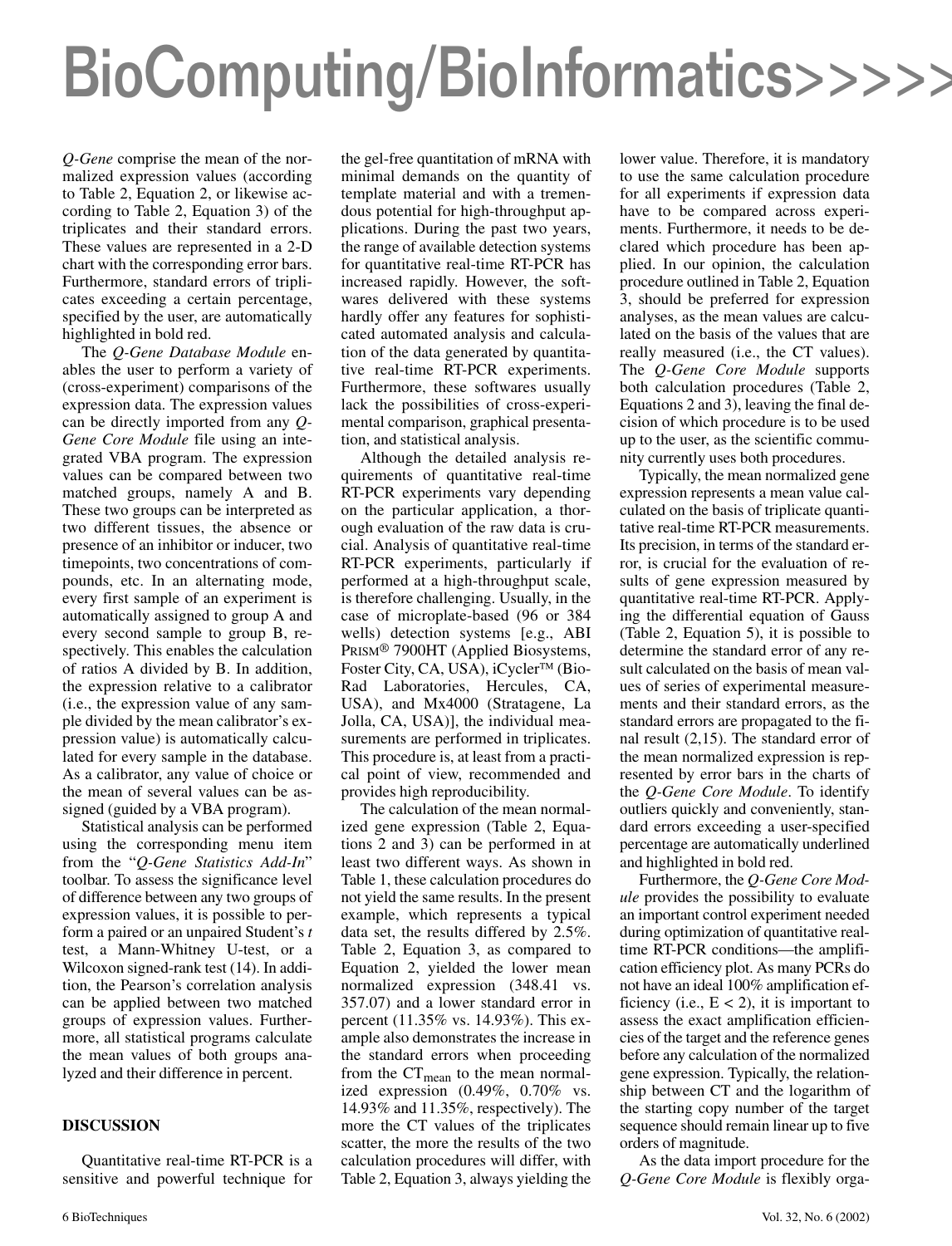*Q-Gene* comprise the mean of the normalized expression values (according to Table 2, Equation 2, or likewise according to Table 2, Equation 3) of the triplicates and their standard errors. These values are represented in a 2-D chart with the corresponding error bars. Furthermore, standard errors of triplicates exceeding a certain percentage, specified by the user, are automatically highlighted in bold red.

The *Q-Gene Database Module* enables the user to perform a variety of (cross-experiment) comparisons of the expression data. The expression values can be directly imported from any *Q-Gene Core Module* file using an integrated VBA program. The expression values can be compared between two matched groups, namely A and B. These two groups can be interpreted as two different tissues, the absence or presence of an inhibitor or inducer, two timepoints, two concentrations of compounds, etc. In an alternating mode, every first sample of an experiment is automatically assigned to group A and every second sample to group B, respectively. This enables the calculation of ratios A divided by B. In addition, the expression relative to a calibrator (i.e., the expression value of any sample divided by the mean calibrator's expression value) is automatically calculated for every sample in the database. As a calibrator, any value of choice or the mean of several values can be assigned (guided by a VBA program).

Statistical analysis can be performed using the corresponding menu item from the "*Q-Gene Statistics Add-In*" toolbar. To assess the significance level of difference between any two groups of expression values, it is possible to perform a paired or an unpaired Student's *t* test, a Mann-Whitney U-test, or a Wilcoxon signed-rank test (14). In addition, the Pearson's correlation analysis can be applied between two matched groups of expression values. Furthermore, all statistical programs calculate the mean values of both groups analyzed and their difference in percent.

## DISCUSSION

Quantitative real-time RT-PCR is a sensitive and powerful technique for the gel-free quantitation of mRNA with minimal demands on the quantity of template material and with a tremendous potential for high-throughput applications. During the past two years, the range of available detection systems for quantitative real-time RT-PCR has increased rapidly. However, the softwares delivered with these systems hardly offer any features for sophisticated automated analysis and calculation of the data generated by quantitative real-time RT-PCR experiments. Furthermore, these softwares usually lack the possibilities of cross-experimental comparison, graphical presentation, and statistical analysis.

Although the detailed analysis requirements of quantitative real-time RT-PCR experiments vary depending on the particular application, a thorough evaluation of the raw data is crucial. Analysis of quantitative real-time RT-PCR experiments, particularly if performed at a high-throughput scale, is therefore challenging. Usually, in the case of microplate-based (96 or 384 wells) detection systems [e.g., ABI PRISM® 7900HT (Applied Biosystems, Foster City, CA, USA), iCycler™ (Bio-Rad Laboratories, Hercules, CA, USA), and Mx4000 (Stratagene, La Jolla, CA, USA)], the individual measurements are performed in triplicates. This procedure is, at least from a practical point of view, recommended and provides high reproducibility.

The calculation of the mean normalized gene expression (Table 2, Equations 2 and 3) can be performed in at least two different ways. As shown in Table 1, these calculation procedures do not yield the same results. In the present example, which represents a typical data set, the results differed by 2.5%. Table 2, Equation 3, as compared to Equation 2, yielded the lower mean normalized expression (348.41 vs. 357.07) and a lower standard error in percent (11.35% vs. 14.93%). This example also demonstrates the increase in the standard errors when proceeding from the $CT_{mean}$ to the mean normalized expression (0.49%, 0.70% vs. 14.93% and 11.35%, respectively). The more the CT values of the triplicates scatter, the more the results of the two calculation procedures will differ, with Table 2, Equation 3, always yielding the lower value. Therefore, it is mandatory to use the same calculation procedure for all experiments if expression data have to be compared across experiments. Furthermore, it needs to be declared which procedure has been applied. In our opinion, the calculation procedure outlined in Table 2, Equation 3, should be preferred for expression analyses, as the mean values are calculated on the basis of the values that are really measured (i.e., the CT values). The *Q-Gene Core Module* supports both calculation procedures (Table 2, Equations 2 and 3), leaving the final decision of which procedure is to be used up to the user, as the scientific community currently uses both procedures.

Typically, the mean normalized gene expression represents a mean value calculated on the basis of triplicate quantitative real-time RT-PCR measurements. Its precision, in terms of the standard error, is crucial for the evaluation of results of gene expression measured by quantitative real-time RT-PCR. Applying the differential equation of Gauss (Table 2, Equation 5), it is possible to determine the standard error of any result calculated on the basis of mean values of series of experimental measurements and their standard errors, as the standard errors are propagated to the final result (2,15). The standard error of the mean normalized expression is represented by error bars in the charts of the *Q-Gene Core Module*. To identify outliers quickly and conveniently, standard errors exceeding a user-specified percentage are automatically underlined and highlighted in bold red.

Furthermore, the *Q-Gene Core Module* provides the possibility to evaluate an important control experiment needed during optimization of quantitative real-time RT-PCR conditions—the amplification efficiency plot. As many PCRs do not have an ideal 100% amplification efficiency (i.e., $E < 2$), it is important to assess the exact amplification efficiencies of the target and the reference genes before any calculation of the normalized gene expression. Typically, the relationship between CT and the logarithm of the starting copy number of the target sequence should remain linear up to five orders of magnitude.

As the data import procedure for the *Q-Gene Core Module* is flexibly orga-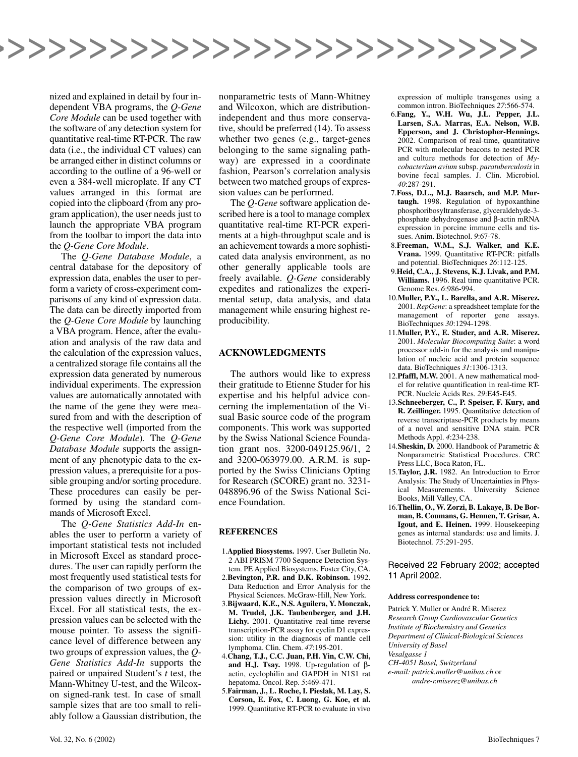nized and explained in detail by four independent VBA programs, the *Q-Gene Core Module* can be used together with the software of any detection system for quantitative real-time RT-PCR. The raw data (i.e., the individual CT values) can be arranged either in distinct columns or according to the outline of a 96-well or even a 384-well microplate. If any CT values arranged in this format are copied into the clipboard (from any program application), the user needs just to launch the appropriate VBA program from the toolbar to import the data into the *Q-Gene Core Module*.

The *Q-Gene Database Module*, a central database for the depository of expression data, enables the user to perform a variety of cross-experiment comparisons of any kind of expression data. The data can be directly imported from the *Q-Gene Core Module* by launching a VBA program. Hence, after the evaluation and analysis of the raw data and the calculation of the expression values, a centralized storage file contains all the expression data generated by numerous individual experiments. The expression values are automatically annotated with the name of the gene they were measured from and with the description of the respective well (imported from the *Q-Gene Core Module*). The *Q-Gene Database Module* supports the assignment of any phenotypic data to the expression values, a prerequisite for a possible grouping and/or sorting procedure. These procedures can easily be performed by using the standard commands of Microsoft Excel.

The *Q-Gene Statistics Add-In* enables the user to perform a variety of important statistical tests not included in Microsoft Excel as standard procedures. The user can rapidly perform the most frequently used statistical tests for the comparison of two groups of expression values directly in Microsoft Excel. For all statistical tests, the expression values can be selected with the mouse pointer. To assess the significance level of difference between any two groups of expression values, the *Q-Gene Statistics Add-In* supports the paired or unpaired Student's *t* test, the Mann-Whitney U-test, and the Wilcoxon signed-rank test. In case of small sample sizes that are too small to reliably follow a Gaussian distribution, the nonparametric tests of Mann-Whitney and Wilcoxon, which are distribution-independent and thus more conservative, should be preferred (14). To assess whether two genes (e.g., target-genes belonging to the same signaling pathway) are expressed in a coordinate fashion, Pearson's correlation analysis between two matched groups of expression values can be performed.

The *Q-Gene* software application described here is a tool to manage complex quantitative real-time RT-PCR experiments at a high-throughput scale and is an achievement towards a more sophisticated data analysis environment, as no other generally applicable tools are freely available. *Q-Gene* considerably expedites and rationalizes the experimental setup, data analysis, and data management while ensuring highest reproducibility.

## ACKNOWLEDGMENTS

The authors would like to express their gratitude to Etienne Studer for his expertise and his helpful advice concerning the implementation of the Visual Basic source code of the program components. This work was supported by the Swiss National Science Foundation grant nos. 3200-049125.96/1, 2 and 3200-063979.00. A.R.M. is supported by the Swiss Clinicians Opting for Research (SCORE) grant no. 3231-048896.96 of the Swiss National Science Foundation.

## REFERENCES

1. **Applied Biosystems.** 1997. User Bulletin No. 2 ABI PRISM 7700 Sequence Detection System. PE Applied Biosystems, Foster City, CA.
2. **Bevington, P.R. and D.K. Robinson.** 1992. Data Reduction and Error Analysis for the Physical Sciences. McGraw-Hill, New York.
3. **Bijwaard, K.E., N.S. Aguilera, Y. Monczak, M. Trudel, J.K. Taubenberger, and J.H. Lichy.** 2001. Quantitative real-time reverse transcription-PCR assay for cyclin D1 expression: utility in the diagnosis of mantle cell lymphoma. Clin. Chem. *47*:195-201.
4. **Chang, T.J., C.C. Juan, P.H. Yin, C.W. Chi, and H.J. Tsay.** 1998. Up-regulation of β-actin, cyclophilin and GAPDH in N1S1 rat hepatoma. Oncol. Rep. *5*:469-471.
5. **Fairman, J., L. Roche, I. Pieslak, M. Lay, S. Corson, E. Fox, C. Luong, G. Koe, et al.** 1999. Quantitative RT-PCR to evaluate in vivo expression of multiple transgenes using a common intron. BioTechniques *27*:566-574.
6. **Fang, Y., W.H. Wu, J.L. Pepper, J.L. Larsen, S.A. Marras, E.A. Nelson, W.B. Epperson, and J. Christopher-Hennings.** 2002. Comparison of real-time, quantitative PCR with molecular beacons to nested PCR and culture methods for detection of *Mycobacterium avium* subsp. *paratuberculosis* in bovine fecal samples. J. Clin. Microbiol. *40*:287-291.
7. **Foss, D.L., M.J. Baarsch, and M.P. Murtaugh.** 1998. Regulation of hypoxanthine phosphoribosyltransferase, glyceraldehyde-3-phosphate dehydrogenase and β-actin mRNA expression in porcine immune cells and tissues. Anim. Biotechnol. *9*:67-78.
8. **Freeman, W.M., S.J. Walker, and K.E. Vrana.** 1999. Quantitative RT-PCR: pitfalls and potential. BioTechniques *26*:112-125.
9. **Heid, C.A., J. Stevens, K.J. Livak, and P.M. Williams.** 1996. Real time quantitative PCR. Genome Res. *6*:986-994.
10. **Muller, P.Y., L. Barella, and A.R. Miserez.** 2001. *RepGene*: a spreadsheet template for the management of reporter gene assays. BioTechniques *30*:1294-1298.
11. **Muller, P.Y., E. Studer, and A.R. Miserez.** 2001. *Molecular Biocomputing Suite*: a word processor add-in for the analysis and manipulation of nucleic acid and protein sequence data. BioTechniques *31*:1306-1313.
12. **Pfaffl, M.W.** 2001. A new mathematical model for relative quantification in real-time RT-PCR. Nucleic Acids Res. *29*:E45-E45.
13. **Schneeberger, C., P. Speiser, F. Kury, and R. Zeillinger.** 1995. Quantitative detection of reverse transcriptase-PCR products by means of a novel and sensitive DNA stain. PCR Methods Appl. *4*:234-238.
14. **Sheskin, D.** 2000. Handbook of Parametric & Nonparametric Statistical Procedures. CRC Press LLC, Boca Raton, FL.
15. **Taylor, J.R.** 1982. An Introduction to Error Analysis: The Study of Uncertainties in Physical Measurements. University Science Books, Mill Valley, CA.
16. **Thellin, O., W. Zorzi, B. Lakaye, B. De Borman, B. Coumans, G. Hennen, T. Grisar, A. Igout, and E. Heinen.** 1999. Housekeeping genes as internal standards: use and limits. J. Biotechnol. *75*:291-295.

Received 22 February 2002; accepted 11 April 2002.

**Address correspondence to:**

Patrick Y. Muller or André R. Miserez
*Research Group Cardiovascular Genetics*
*Institute of Biochemistry and Genetics*
*Department of Clinical-Biological Sciences*
*University of Basel*
*Vesalgasse 1*
*CH-4051 Basel, Switzerland*
*e-mail: patrick.muller@unibas.ch* or
*andre-r.miserez@unibas.ch*